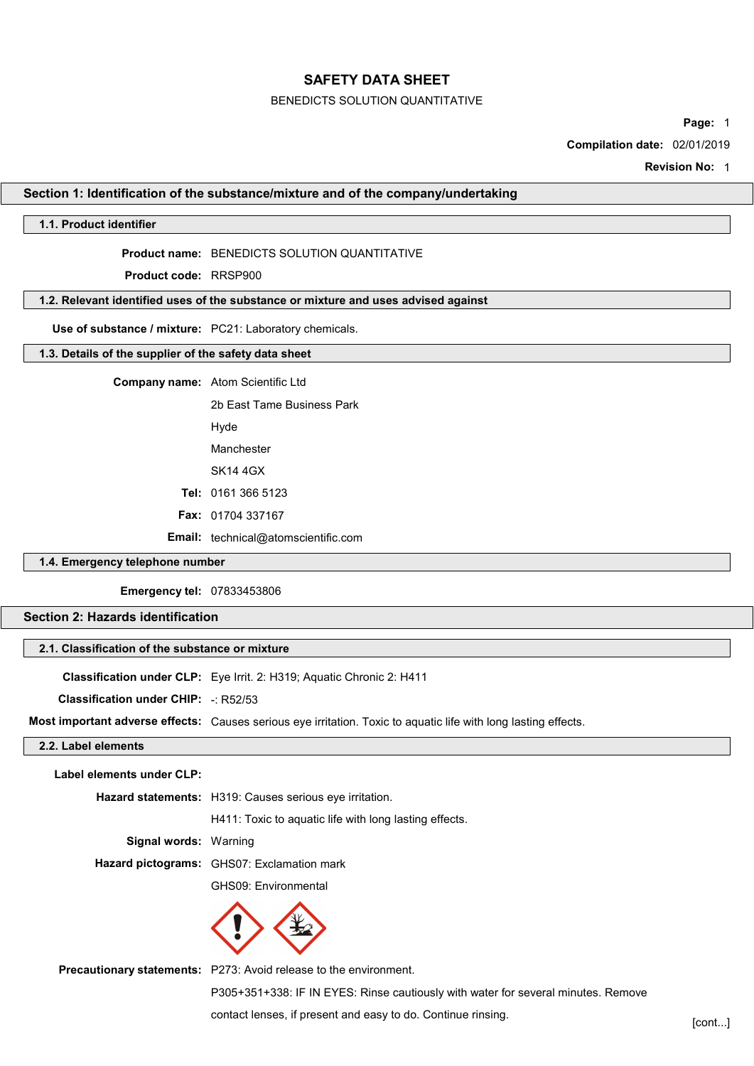# SAFETY DATA SHEET

BENEDICTS SOLUTION QUANTITATIVE

**Compilation date:** 02/01/2019

**Revision No:** 1

## Section 1: Identification of the substance/mixture and of the company/undertaking

### 1.1. Product identifier

**Product name:** BENEDICTS SOLUTION QUANTITATIVE

**Product code:** RRSP900

### 1.2. Relevant identified uses of the substance or mixture and uses advised against

**Use of substance / mixture:** PC21: Laboratory chemicals.

### 1.3. Details of the supplier of the safety data sheet

**Company name:** Atom Scientific Ltd

2b East Tame Business Park

Hyde

Manchester

SK14 4GX

**Tel:** 0161 366 5123

**Fax:** 01704 337167

**Email:** technical@atomscientific.com

### 1.4. Emergency telephone number

**Emergency tel:** 07833453806

## Section 2: Hazards identification

### 2.1. Classification of the substance or mixture

**Classification under CLP:** Eye Irrit. 2: H319; Aquatic Chronic 2: H411

**Classification under CHIP:** -: R52/53

**Most important adverse effects:** Causes serious eye irritation. Toxic to aquatic life with long lasting effects.

### 2.2. Label elements

**Label elements under CLP:**

**Hazard statements:** H319: Causes serious eye irritation.

H411: Toxic to aquatic life with long lasting effects.

**Signal words:** Warning

**Hazard pictograms:** GHS07: Exclamation mark

GHS09: Environmental

**Precautionary statements:** P273: Avoid release to the environment.

P305+351+338: IF IN EYES: Rinse cautiously with water for several minutes. Remove contact lenses, if present and easy to do. Continue rinsing.

[cont...]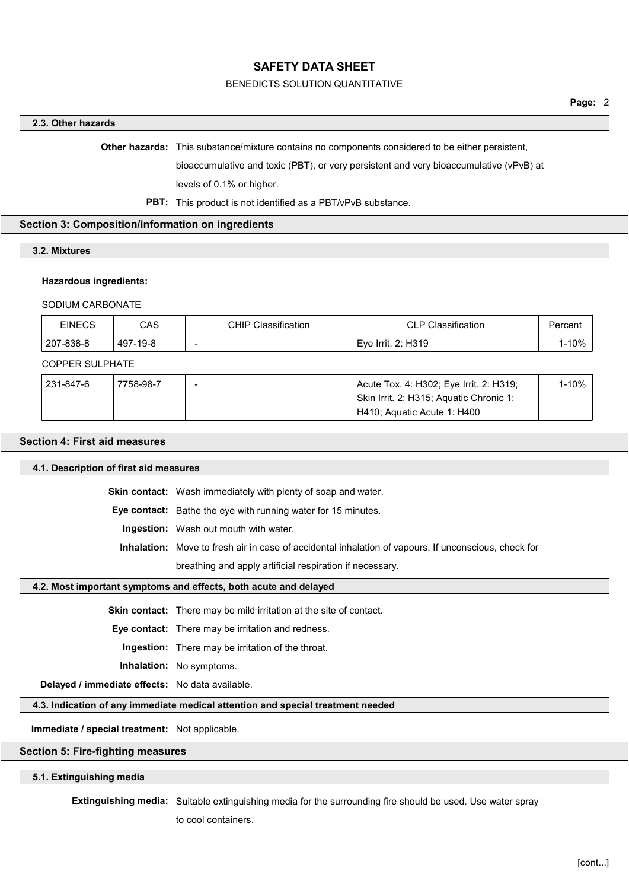### 2.3. Other hazards

**Other hazards:** This substance/mixture contains no components considered to be either persistent, bioaccumulative and toxic (PBT), or very persistent and very bioaccumulative (vPvB) at levels of 0.1% or higher.

**PBT:** This product is not identified as a PBT/vPvB substance.

## Section 3: Composition/information on ingredients

### 3.2. Mixtures

**Hazardous ingredients:**

SODIUM CARBONATE

| EINECS | CAS | CHIP Classification | CLP Classification | Percent |
|---|---|---|---|---|
| 207-838-8 | 497-19-8 | - | Eye Irrit. 2: H319 | 1-10% |

COPPER SULPHATE

| EINECS | CAS | CHIP Classification | CLP Classification | Percent |
|---|---|---|---|---|
| 231-847-6 | 7758-98-7 | - | Acute Tox. 4: H302; Eye Irrit. 2: H319; Skin Irrit. 2: H315; Aquatic Chronic 1: H410; Aquatic Acute 1: H400 | 1-10% |

## Section 4: First aid measures

### 4.1. Description of first aid measures

**Skin contact:** Wash immediately with plenty of soap and water.

**Eye contact:** Bathe the eye with running water for 15 minutes.

**Ingestion:** Wash out mouth with water.

**Inhalation:** Move to fresh air in case of accidental inhalation of vapours. If unconscious, check for breathing and apply artificial respiration if necessary.

### 4.2. Most important symptoms and effects, both acute and delayed

**Skin contact:** There may be mild irritation at the site of contact.

**Eye contact:** There may be irritation and redness.

**Ingestion:** There may be irritation of the throat.

**Inhalation:** No symptoms.

**Delayed / immediate effects:** No data available.

### 4.3. Indication of any immediate medical attention and special treatment needed

**Immediate / special treatment:** Not applicable.

## Section 5: Fire-fighting measures

### 5.1. Extinguishing media

**Extinguishing media:** Suitable extinguishing media for the surrounding fire should be used. Use water spray to cool containers.

[cont...]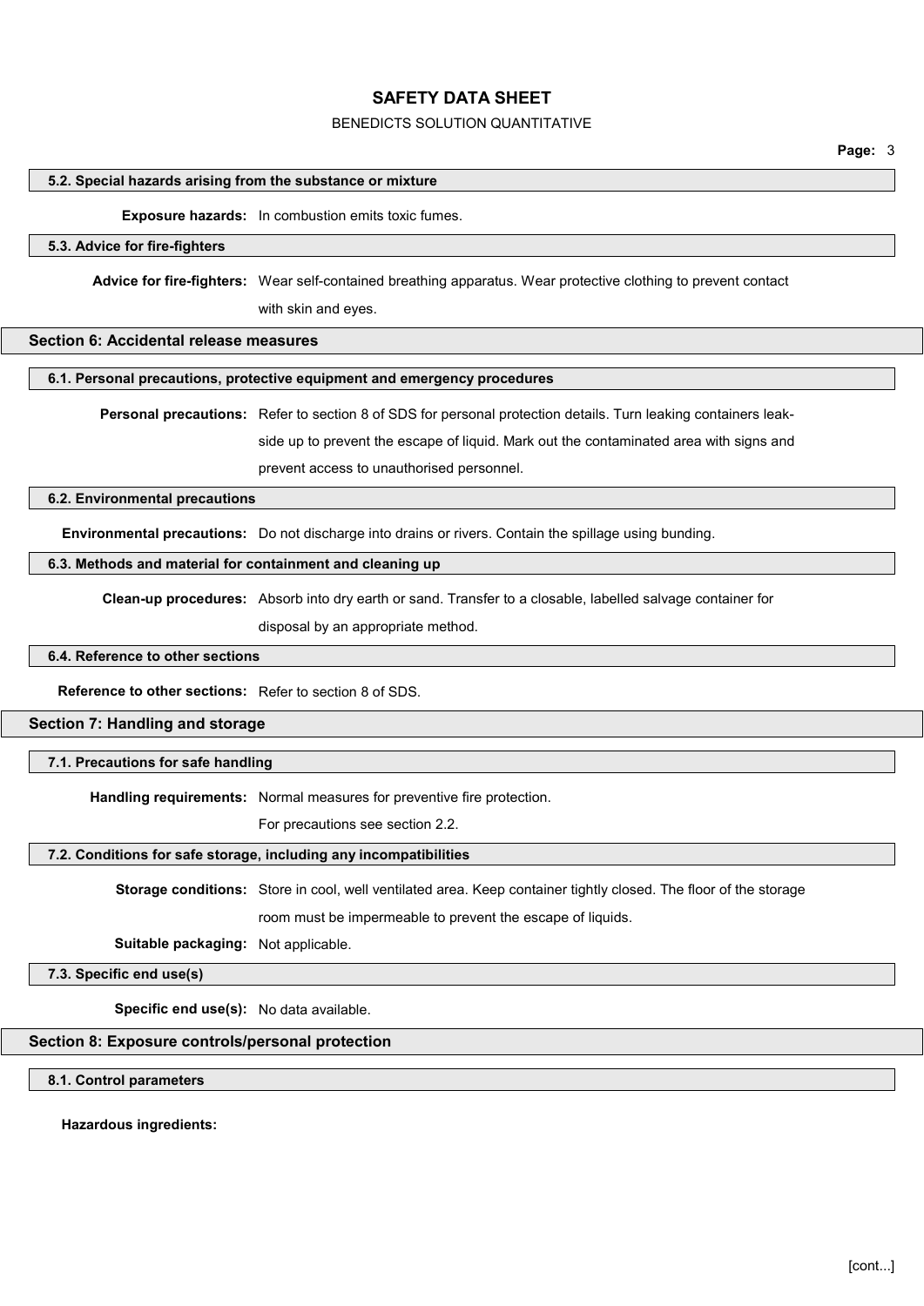### 5.2. Special hazards arising from the substance or mixture

**Exposure hazards:** In combustion emits toxic fumes.

### 5.3. Advice for fire-fighters

**Advice for fire-fighters:** Wear self-contained breathing apparatus. Wear protective clothing to prevent contact with skin and eyes.

## Section 6: Accidental release measures

### 6.1. Personal precautions, protective equipment and emergency procedures

**Personal precautions:** Refer to section 8 of SDS for personal protection details. Turn leaking containers leak-side up to prevent the escape of liquid. Mark out the contaminated area with signs and prevent access to unauthorised personnel.

### 6.2. Environmental precautions

**Environmental precautions:** Do not discharge into drains or rivers. Contain the spillage using bunding.

### 6.3. Methods and material for containment and cleaning up

**Clean-up procedures:** Absorb into dry earth or sand. Transfer to a closable, labelled salvage container for disposal by an appropriate method.

### 6.4. Reference to other sections

**Reference to other sections:** Refer to section 8 of SDS.

## Section 7: Handling and storage

### 7.1. Precautions for safe handling

**Handling requirements:** Normal measures for preventive fire protection.

For precautions see section 2.2.

### 7.2. Conditions for safe storage, including any incompatibilities

**Storage conditions:** Store in cool, well ventilated area. Keep container tightly closed. The floor of the storage room must be impermeable to prevent the escape of liquids.

**Suitable packaging:** Not applicable.

### 7.3. Specific end use(s)

**Specific end use(s):** No data available.

## Section 8: Exposure controls/personal protection

### 8.1. Control parameters

**Hazardous ingredients:**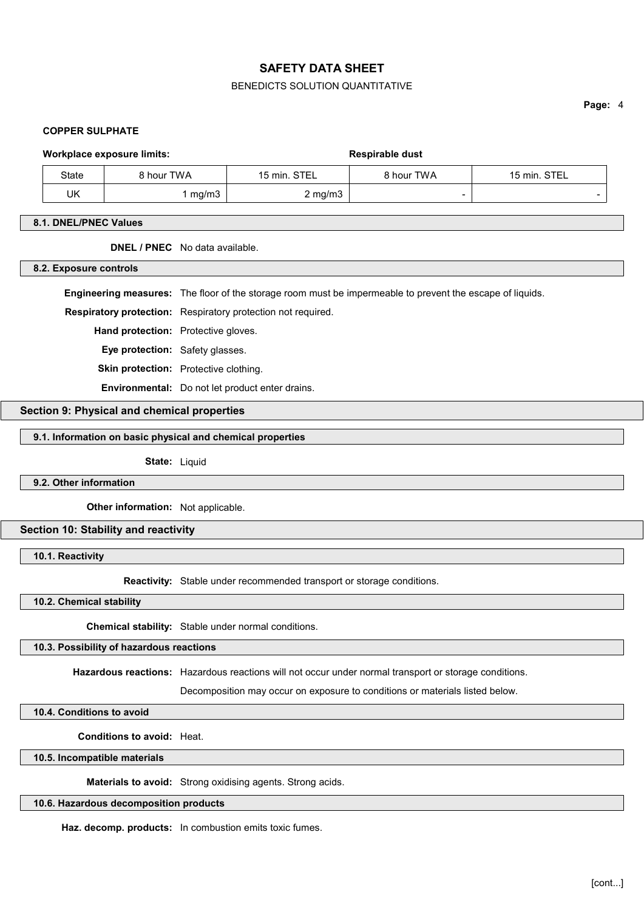**COPPER SULPHATE**

**Workplace exposure limits:** **Respirable dust**

| State | 8 hour TWA | 15 min. STEL | 8 hour TWA | 15 min. STEL |
|---|---|---|---|---|
| UK | 1 mg/m3 | 2 mg/m3 | - | - |

### 8.1. DNEL/PNEC Values

**DNEL / PNEC** No data available.

### 8.2. Exposure controls

**Engineering measures:** The floor of the storage room must be impermeable to prevent the escape of liquids.

**Respiratory protection:** Respiratory protection not required.

**Hand protection:** Protective gloves.

**Eye protection:** Safety glasses.

**Skin protection:** Protective clothing.

**Environmental:** Do not let product enter drains.

## Section 9: Physical and chemical properties

### 9.1. Information on basic physical and chemical properties

**State:** Liquid

### 9.2. Other information

**Other information:** Not applicable.

## Section 10: Stability and reactivity

### 10.1. Reactivity

**Reactivity:** Stable under recommended transport or storage conditions.

### 10.2. Chemical stability

**Chemical stability:** Stable under normal conditions.

### 10.3. Possibility of hazardous reactions

**Hazardous reactions:** Hazardous reactions will not occur under normal transport or storage conditions.

Decomposition may occur on exposure to conditions or materials listed below.

### 10.4. Conditions to avoid

**Conditions to avoid:** Heat.

### 10.5. Incompatible materials

**Materials to avoid:** Strong oxidising agents. Strong acids.

### 10.6. Hazardous decomposition products

**Haz. decomp. products:** In combustion emits toxic fumes.

[cont...]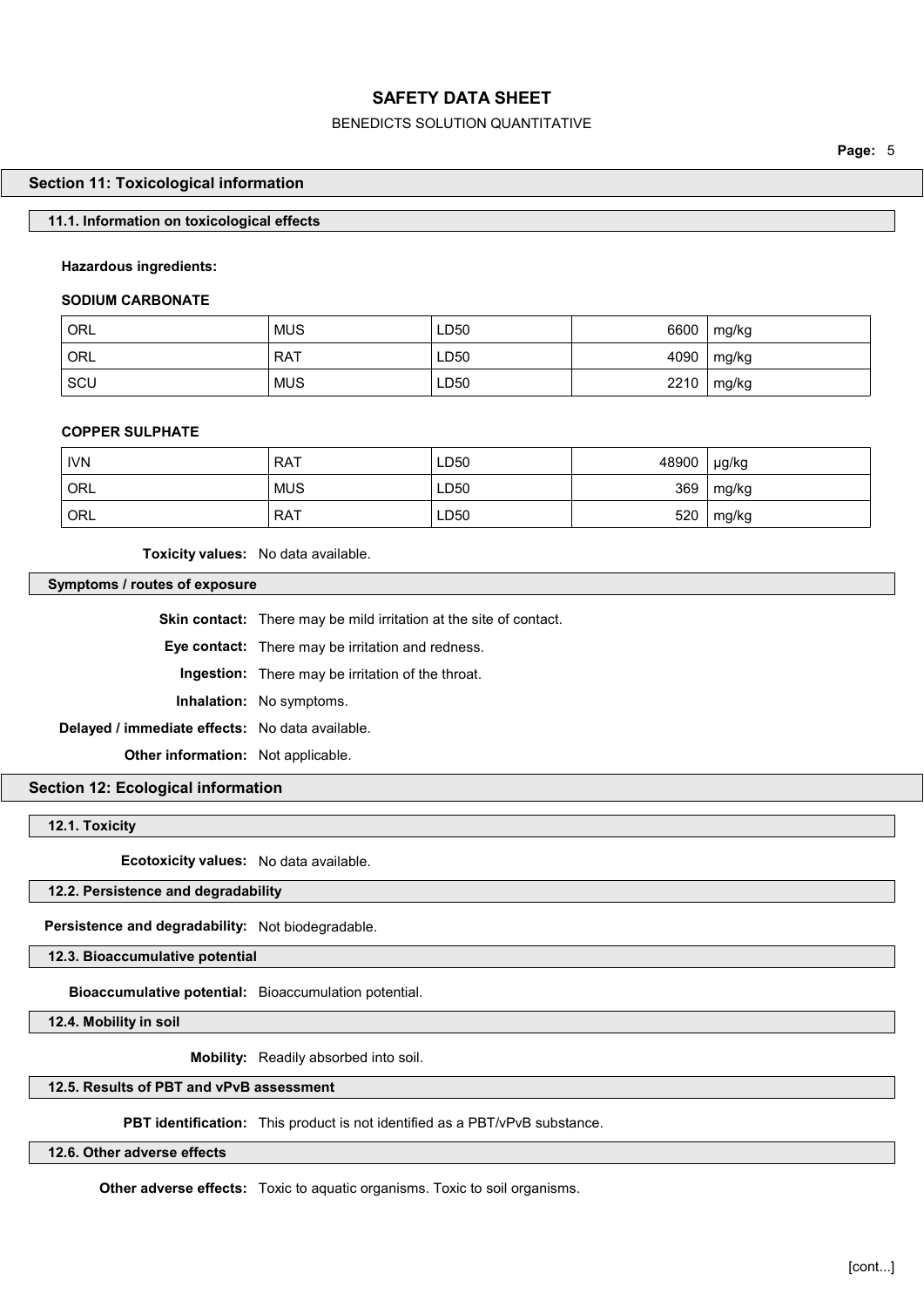## Section 11: Toxicological information

### 11.1. Information on toxicological effects

**Hazardous ingredients:**

**SODIUM CARBONATE**

| ORL | MUS | LD50 | 6600 | mg/kg |
|---|---|---|---|---|
| ORL | RAT | LD50 | 4090 | mg/kg |
| SCU | MUS | LD50 | 2210 | mg/kg |

**COPPER SULPHATE**

| IVN | RAT | LD50 | 48900 | μg/kg |
|---|---|---|---|---|
| ORL | MUS | LD50 | 369 | mg/kg |
| ORL | RAT | LD50 | 520 | mg/kg |

**Toxicity values:** No data available.

### Symptoms / routes of exposure

**Skin contact:** There may be mild irritation at the site of contact.

**Eye contact:** There may be irritation and redness.

**Ingestion:** There may be irritation of the throat.

**Inhalation:** No symptoms.

**Delayed / immediate effects:** No data available.

**Other information:** Not applicable.

## Section 12: Ecological information

### 12.1. Toxicity

**Ecotoxicity values:** No data available.

### 12.2. Persistence and degradability

**Persistence and degradability:** Not biodegradable.

### 12.3. Bioaccumulative potential

**Bioaccumulative potential:** Bioaccumulation potential.

### 12.4. Mobility in soil

**Mobility:** Readily absorbed into soil.

### 12.5. Results of PBT and vPvB assessment

**PBT identification:** This product is not identified as a PBT/vPvB substance.

### 12.6. Other adverse effects

**Other adverse effects:** Toxic to aquatic organisms. Toxic to soil organisms.

[cont...]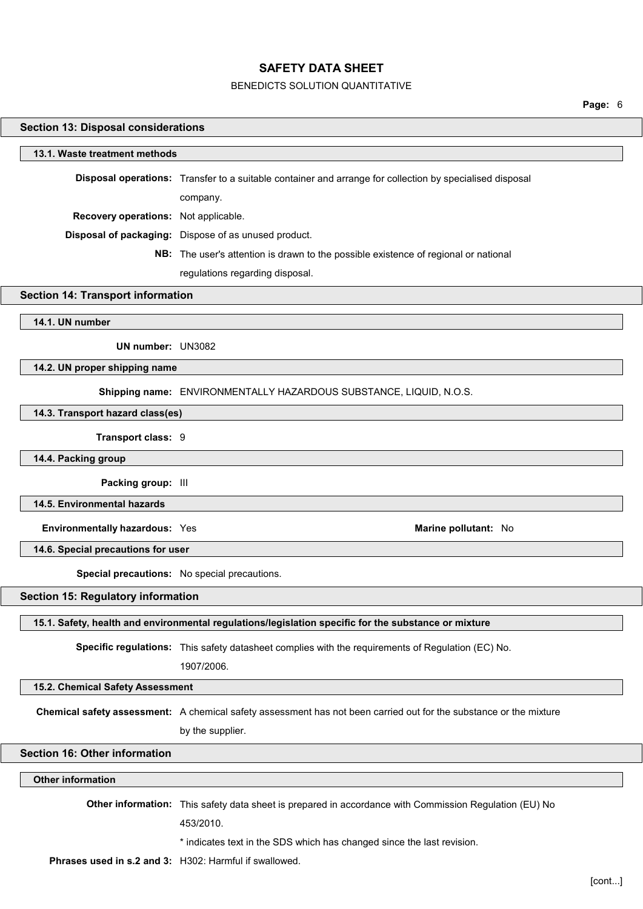## Section 13: Disposal considerations

### 13.1. Waste treatment methods

**Disposal operations:** Transfer to a suitable container and arrange for collection by specialised disposal company.

**Recovery operations:** Not applicable.

**Disposal of packaging:** Dispose of as unused product.

**NB:** The user's attention is drawn to the possible existence of regional or national regulations regarding disposal.

## Section 14: Transport information

### 14.1. UN number

**UN number:** UN3082

### 14.2. UN proper shipping name

**Shipping name:** ENVIRONMENTALLY HAZARDOUS SUBSTANCE, LIQUID, N.O.S.

### 14.3. Transport hazard class(es)

**Transport class:** 9

### 14.4. Packing group

**Packing group:** III

### 14.5. Environmental hazards

**Environmentally hazardous:** Yes

**Marine pollutant:** No

### 14.6. Special precautions for user

**Special precautions:** No special precautions.

## Section 15: Regulatory information

### 15.1. Safety, health and environmental regulations/legislation specific for the substance or mixture

**Specific regulations:** This safety datasheet complies with the requirements of Regulation (EC) No. 1907/2006.

### 15.2. Chemical Safety Assessment

**Chemical safety assessment:** A chemical safety assessment has not been carried out for the substance or the mixture by the supplier.

## Section 16: Other information

### Other information

**Other information:** This safety data sheet is prepared in accordance with Commission Regulation (EU) No 453/2010.

* indicates text in the SDS which has changed since the last revision.

**Phrases used in s.2 and 3:** H302: Harmful if swallowed.

[cont...]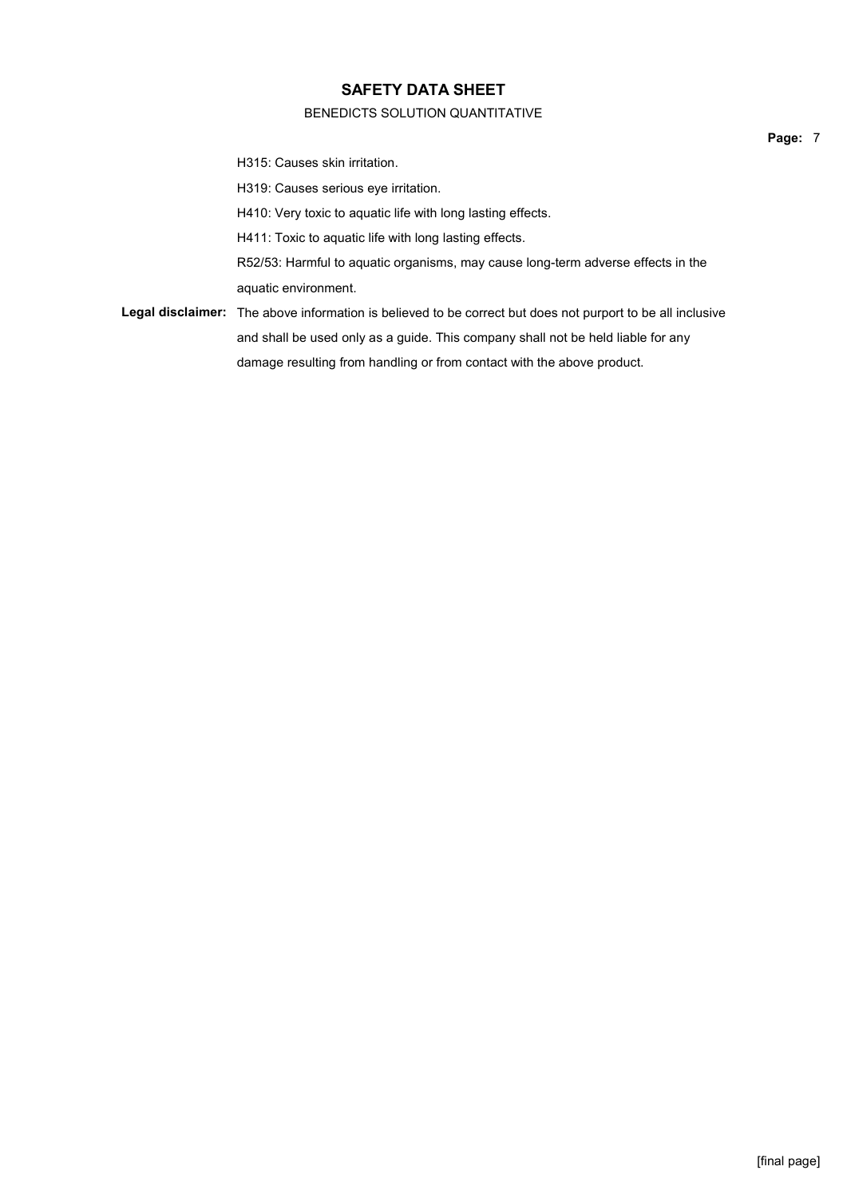H315: Causes skin irritation.

H319: Causes serious eye irritation.

H410: Very toxic to aquatic life with long lasting effects.

H411: Toxic to aquatic life with long lasting effects.

R52/53: Harmful to aquatic organisms, may cause long-term adverse effects in the aquatic environment.

**Legal disclaimer:** The above information is believed to be correct but does not purport to be all inclusive and shall be used only as a guide. This company shall not be held liable for any damage resulting from handling or from contact with the above product.

[final page]